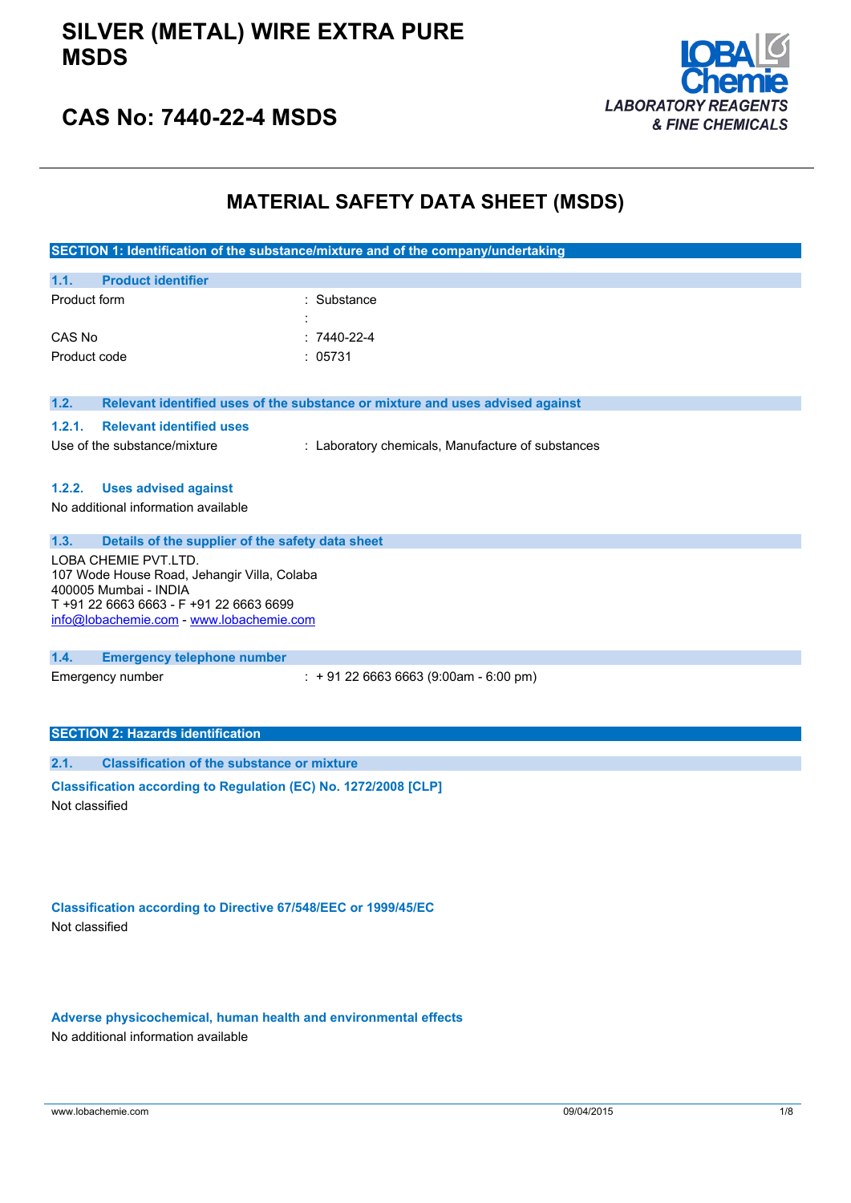# SILVER (METAL) WIRE EXTRA PURE MSDS

## CAS No: 7440-22-4 MSDS

LOBA Chemie
LABORATORY REAGENTS & FINE CHEMICALS

# MATERIAL SAFETY DATA SHEET (MSDS)

## SECTION 1: Identification of the substance/mixture and of the company/undertaking

### 1.1. Product identifier

| | |
|---|---|
| Product form | : Substance |
| | : |
| CAS No | : 7440-22-4 |
| Product code | : 05731 |

### 1.2. Relevant identified uses of the substance or mixture and uses advised against

#### 1.2.1. Relevant identified uses

| | |
|---|---|
| Use of the substance/mixture | : Laboratory chemicals, Manufacture of substances |

#### 1.2.2. Uses advised against

No additional information available

### 1.3. Details of the supplier of the safety data sheet

LOBA CHEMIE PVT.LTD.
107 Wode House Road, Jehangir Villa, Colaba
400005 Mumbai - INDIA
T +91 22 6663 6663 - F +91 22 6663 6699
info@lobachemie.com - www.lobachemie.com

### 1.4. Emergency telephone number

| | |
|---|---|
| Emergency number | : + 91 22 6663 6663 (9:00am - 6:00 pm) |

## SECTION 2: Hazards identification

### 2.1. Classification of the substance or mixture

**Classification according to Regulation (EC) No. 1272/2008 [CLP]**

Not classified

**Classification according to Directive 67/548/EEC or 1999/45/EC**

Not classified

**Adverse physicochemical, human health and environmental effects**

No additional information available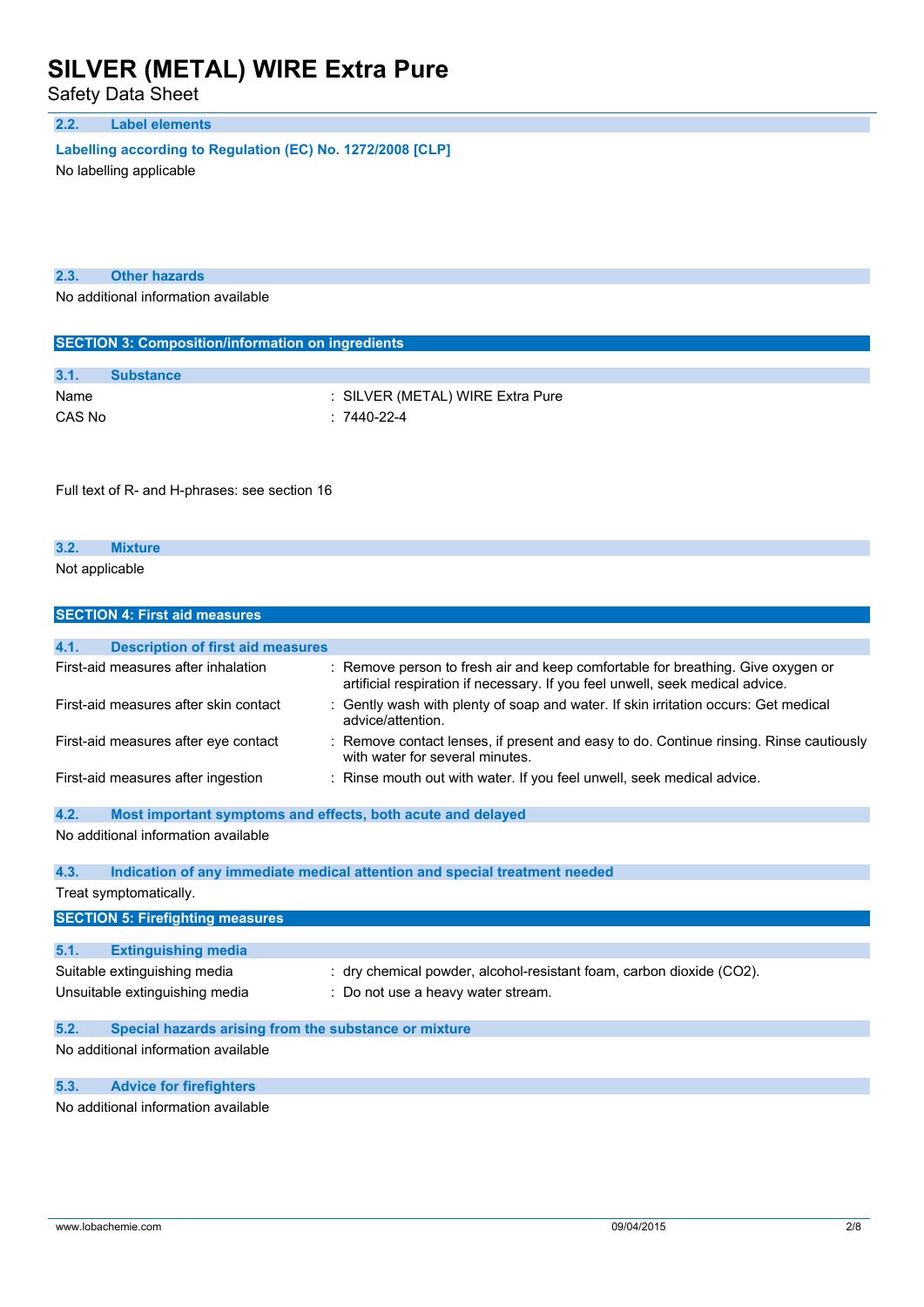### 2.2. Label elements

**Labelling according to Regulation (EC) No. 1272/2008 [CLP]**

No labelling applicable

### 2.3. Other hazards

No additional information available

## SECTION 3: Composition/information on ingredients

### 3.1. Substance

| | |
|---|---|
| Name | : SILVER (METAL) WIRE Extra Pure |
| CAS No | : 7440-22-4 |

Full text of R- and H-phrases: see section 16

### 3.2. Mixture

Not applicable

## SECTION 4: First aid measures

### 4.1. Description of first aid measures

| | |
|---|---|
| First-aid measures after inhalation | : Remove person to fresh air and keep comfortable for breathing. Give oxygen or artificial respiration if necessary. If you feel unwell, seek medical advice. |
| First-aid measures after skin contact | : Gently wash with plenty of soap and water. If skin irritation occurs: Get medical advice/attention. |
| First-aid measures after eye contact | : Remove contact lenses, if present and easy to do. Continue rinsing. Rinse cautiously with water for several minutes. |
| First-aid measures after ingestion | : Rinse mouth out with water. If you feel unwell, seek medical advice. |

### 4.2. Most important symptoms and effects, both acute and delayed

No additional information available

### 4.3. Indication of any immediate medical attention and special treatment needed

Treat symptomatically.

## SECTION 5: Firefighting measures

### 5.1. Extinguishing media

| | |
|---|---|
| Suitable extinguishing media | : dry chemical powder, alcohol-resistant foam, carbon dioxide ($CO_2$). |
| Unsuitable extinguishing media | : Do not use a heavy water stream. |

### 5.2. Special hazards arising from the substance or mixture

No additional information available

### 5.3. Advice for firefighters

No additional information available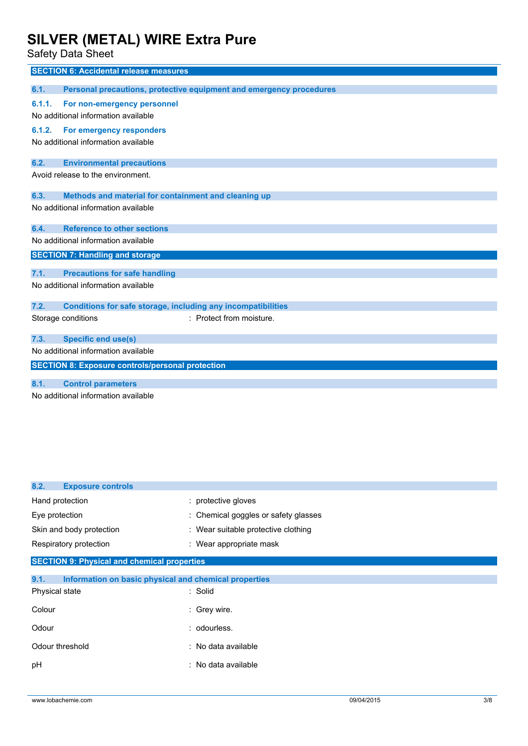## SECTION 6: Accidental release measures

### 6.1. Personal precautions, protective equipment and emergency procedures

#### 6.1.1. For non-emergency personnel

No additional information available

#### 6.1.2. For emergency responders

No additional information available

### 6.2. Environmental precautions

Avoid release to the environment.

### 6.3. Methods and material for containment and cleaning up

No additional information available

### 6.4. Reference to other sections

No additional information available

## SECTION 7: Handling and storage

### 7.1. Precautions for safe handling

No additional information available

### 7.2. Conditions for safe storage, including any incompatibilities

Storage conditions : Protect from moisture.

### 7.3. Specific end use(s)

No additional information available

## SECTION 8: Exposure controls/personal protection

### 8.1. Control parameters

No additional information available

### 8.2. Exposure controls

| | |
|---|---|
| Hand protection | : protective gloves |
| Eye protection | : Chemical goggles or safety glasses |
| Skin and body protection | : Wear suitable protective clothing |
| Respiratory protection | : Wear appropriate mask |

## SECTION 9: Physical and chemical properties

### 9.1. Information on basic physical and chemical properties

| | |
|---|---|
| Physical state | : Solid |
| Colour | : Grey wire. |
| Odour | : odourless. |
| Odour threshold | : No data available |
| pH | : No data available |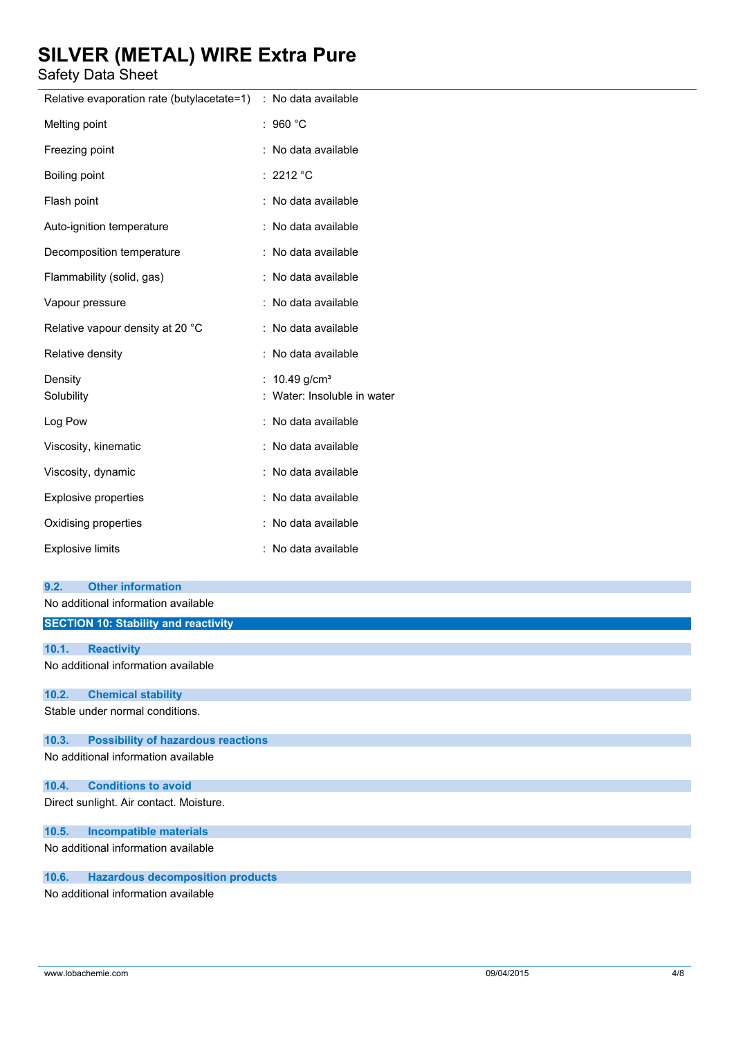| | |
|---|---|
| Relative evaporation rate (butylacetate=1) | : No data available |
| Melting point | : 960 °C |
| Freezing point | : No data available |
| Boiling point | : 2212 °C |
| Flash point | : No data available |
| Auto-ignition temperature | : No data available |
| Decomposition temperature | : No data available |
| Flammability (solid, gas) | : No data available |
| Vapour pressure | : No data available |
| Relative vapour density at 20 °C | : No data available |
| Relative density | : No data available |
| Density | : 10.49 g/cm³ |
| Solubility | : Water: Insoluble in water |
| Log Pow | : No data available |
| Viscosity, kinematic | : No data available |
| Viscosity, dynamic | : No data available |
| Explosive properties | : No data available |
| Oxidising properties | : No data available |
| Explosive limits | : No data available |

### 9.2. Other information

No additional information available

## SECTION 10: Stability and reactivity

### 10.1. Reactivity

No additional information available

### 10.2. Chemical stability

Stable under normal conditions.

### 10.3. Possibility of hazardous reactions

No additional information available

### 10.4. Conditions to avoid

Direct sunlight. Air contact. Moisture.

### 10.5. Incompatible materials

No additional information available

### 10.6. Hazardous decomposition products

No additional information available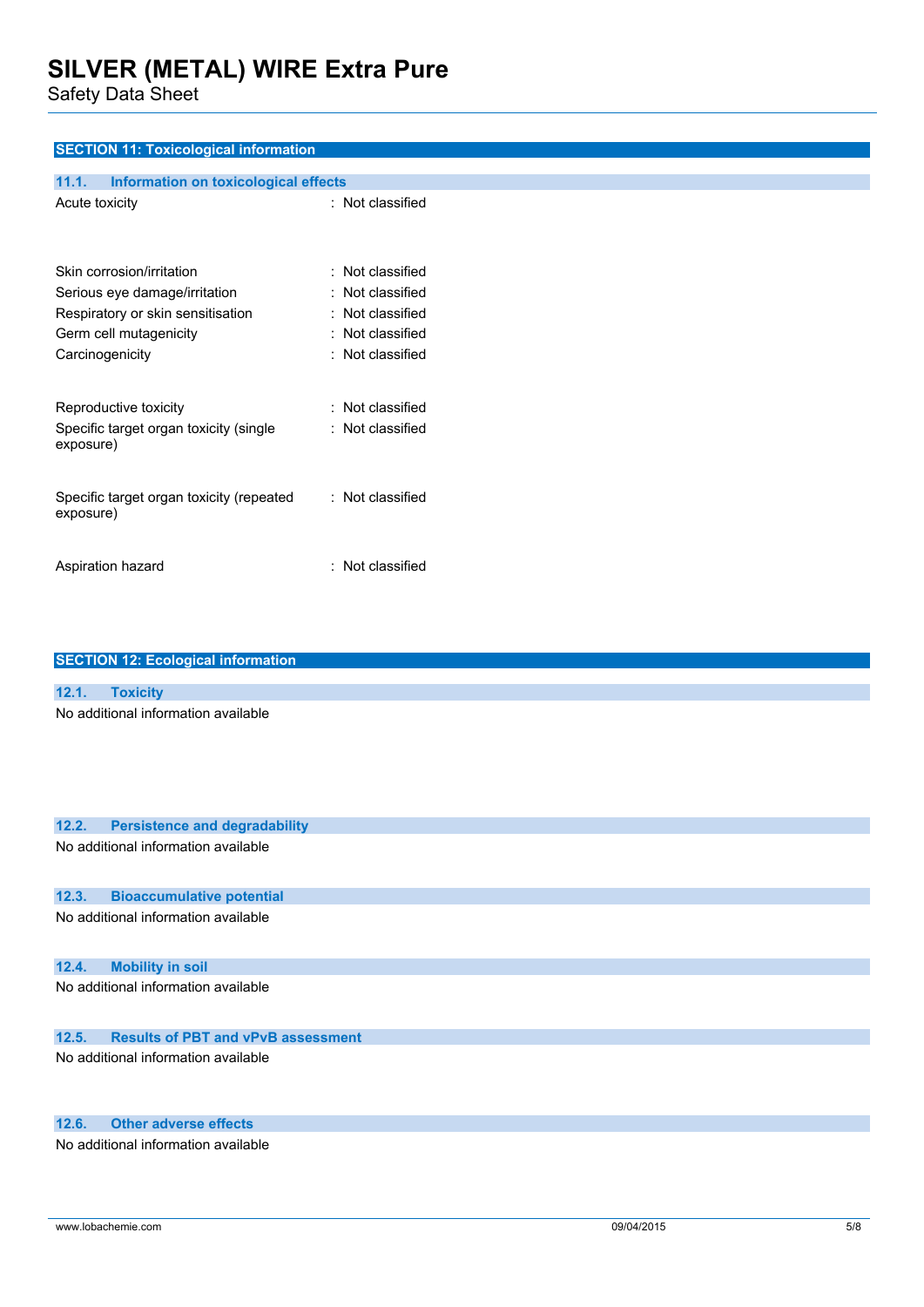## SECTION 11: Toxicological information

### 11.1. Information on toxicological effects

| | |
|---|---|
| Acute toxicity | : Not classified |
| Skin corrosion/irritation | : Not classified |
| Serious eye damage/irritation | : Not classified |
| Respiratory or skin sensitisation | : Not classified |
| Germ cell mutagenicity | : Not classified |
| Carcinogenicity | : Not classified |
| Reproductive toxicity | : Not classified |
| Specific target organ toxicity (single exposure) | : Not classified |
| Specific target organ toxicity (repeated exposure) | : Not classified |
| Aspiration hazard | : Not classified |

## SECTION 12: Ecological information

### 12.1. Toxicity

No additional information available

### 12.2. Persistence and degradability

No additional information available

### 12.3. Bioaccumulative potential

No additional information available

### 12.4. Mobility in soil

No additional information available

### 12.5. Results of PBT and vPvB assessment

No additional information available

### 12.6. Other adverse effects

No additional information available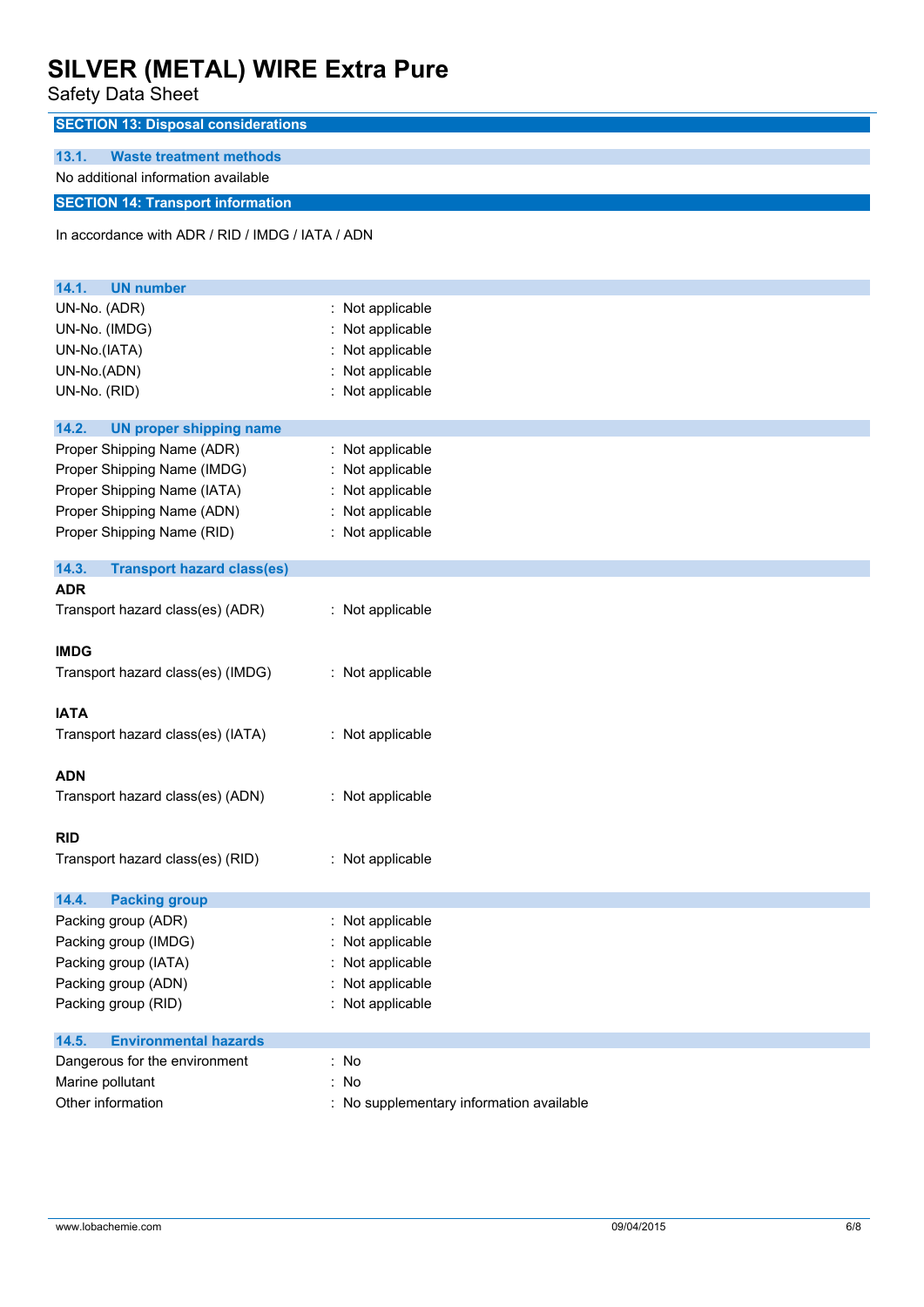## SECTION 13: Disposal considerations

### 13.1. Waste treatment methods

No additional information available

## SECTION 14: Transport information

In accordance with ADR / RID / IMDG / IATA / ADN

### 14.1. UN number

| | |
|---|---|
| UN-No. (ADR) | : Not applicable |
| UN-No. (IMDG) | : Not applicable |
| UN-No.(IATA) | : Not applicable |
| UN-No.(ADN) | : Not applicable |
| UN-No. (RID) | : Not applicable |

### 14.2. UN proper shipping name

| | |
|---|---|
| Proper Shipping Name (ADR) | : Not applicable |
| Proper Shipping Name (IMDG) | : Not applicable |
| Proper Shipping Name (IATA) | : Not applicable |
| Proper Shipping Name (ADN) | : Not applicable |
| Proper Shipping Name (RID) | : Not applicable |

### 14.3. Transport hazard class(es)

**ADR**

Transport hazard class(es) (ADR) : Not applicable

**IMDG**

Transport hazard class(es) (IMDG) : Not applicable

**IATA**

Transport hazard class(es) (IATA) : Not applicable

**ADN**

Transport hazard class(es) (ADN) : Not applicable

**RID**

Transport hazard class(es) (RID) : Not applicable

### 14.4. Packing group

| | |
|---|---|
| Packing group (ADR) | : Not applicable |
| Packing group (IMDG) | : Not applicable |
| Packing group (IATA) | : Not applicable |
| Packing group (ADN) | : Not applicable |
| Packing group (RID) | : Not applicable |

### 14.5. Environmental hazards

| | |
|---|---|
| Dangerous for the environment | : No |
| Marine pollutant | : No |
| Other information | : No supplementary information available |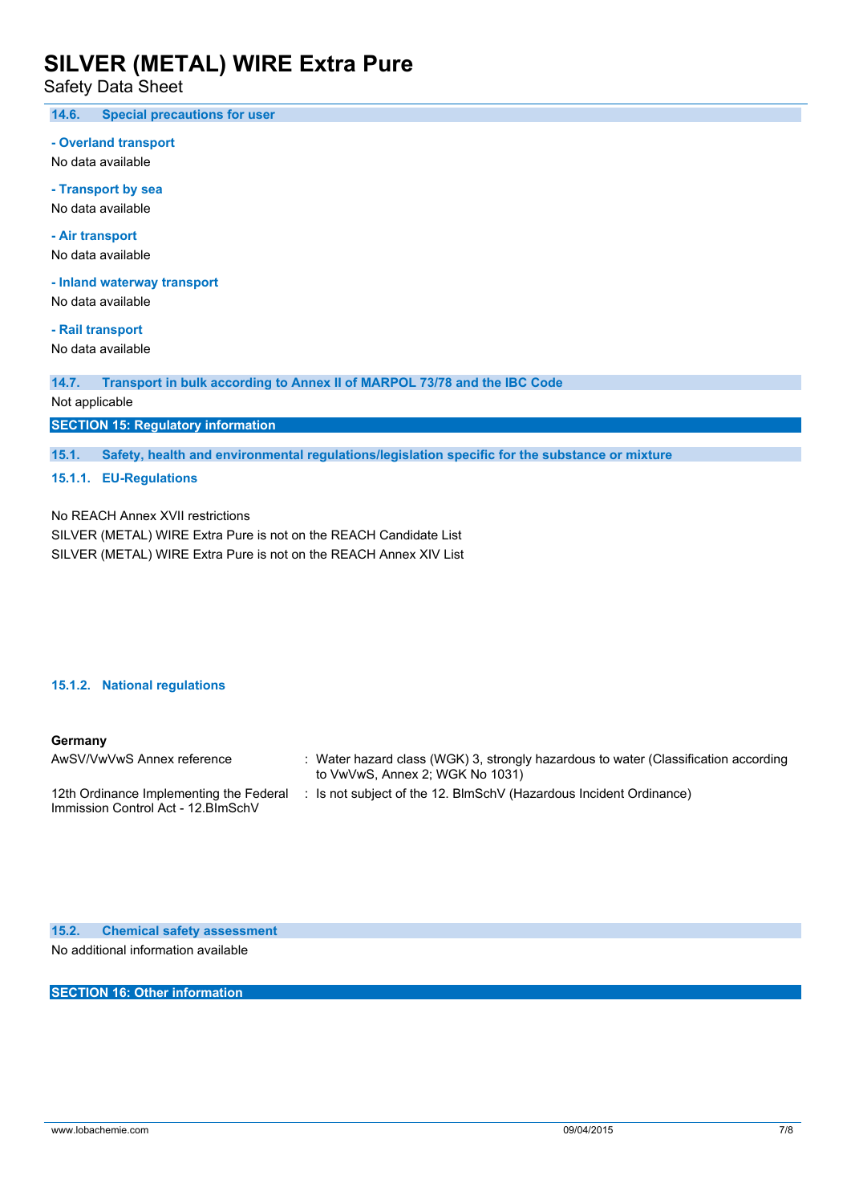### 14.6. Special precautions for user

**- Overland transport**

No data available

**- Transport by sea**

No data available

**- Air transport**

No data available

**- Inland waterway transport**

No data available

**- Rail transport**

No data available

### 14.7. Transport in bulk according to Annex II of MARPOL 73/78 and the IBC Code

Not applicable

## SECTION 15: Regulatory information

### 15.1. Safety, health and environmental regulations/legislation specific for the substance or mixture

#### 15.1.1. EU-Regulations

No REACH Annex XVII restrictions

SILVER (METAL) WIRE Extra Pure is not on the REACH Candidate List

SILVER (METAL) WIRE Extra Pure is not on the REACH Annex XIV List

#### 15.1.2. National regulations

**Germany**

| | |
|---|---|
| AwSV/VwVwS Annex reference | : Water hazard class (WGK) 3, strongly hazardous to water (Classification according to VwVwS, Annex 2; WGK No 1031) |
| 12th Ordinance Implementing the Federal Immission Control Act - 12.BImSchV | : Is not subject of the 12. BlmSchV (Hazardous Incident Ordinance) |

### 15.2. Chemical safety assessment

No additional information available

## SECTION 16: Other information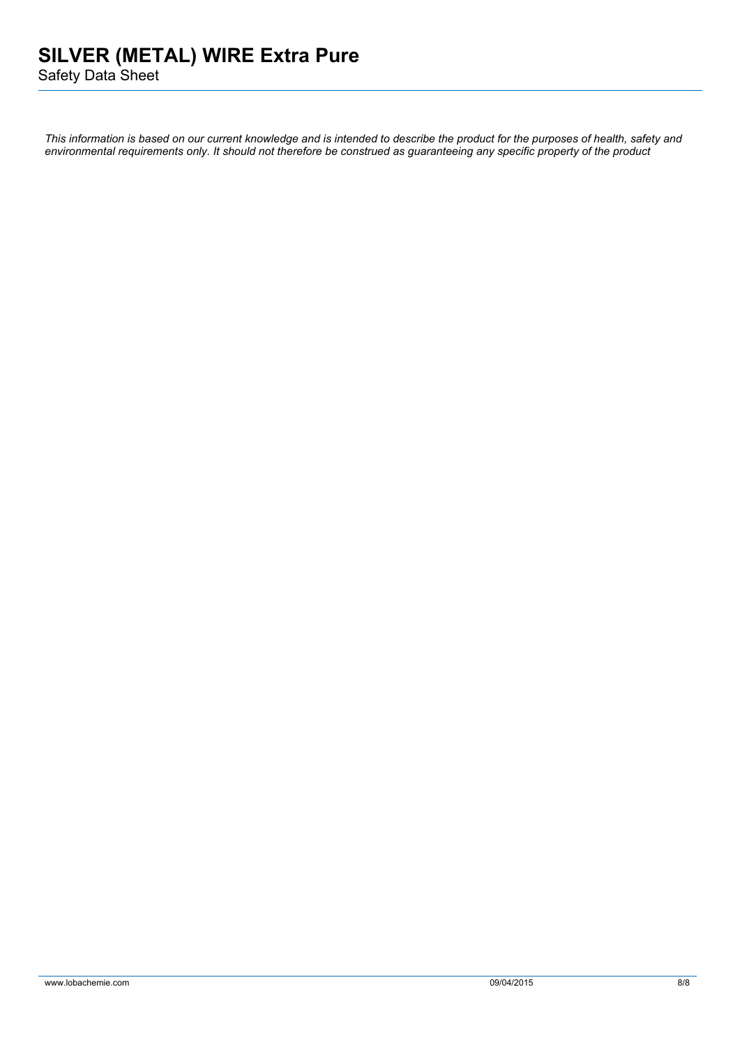*This information is based on our current knowledge and is intended to describe the product for the purposes of health, safety and environmental requirements only. It should not therefore be construed as guaranteeing any specific property of the product*